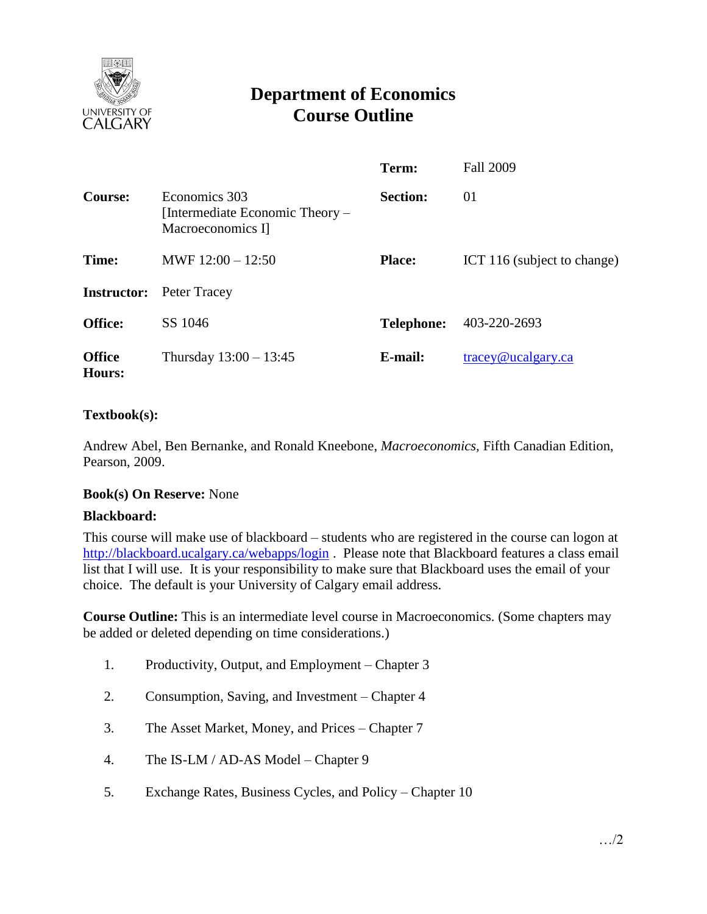# Department of Economics
# Course Outline

| | | | |
|---|---|---|---|
| | | **Term:** | Fall 2009 |
| **Course:** | Economics 303 [Intermediate Economic Theory – Macroeconomics I] | **Section:** | 01 |
| **Time:** | MWF 12:00 – 12:50 | **Place:** | ICT 116 (subject to change) |
| **Instructor:** | Peter Tracey | | |
| **Office:** | SS 1046 | **Telephone:** | 403-220-2693 |
| **Office Hours:** | Thursday 13:00 – 13:45 | **E-mail:** | tracey@ucalgary.ca |

**Textbook(s):**

Andrew Abel, Ben Bernanke, and Ronald Kneebone, *Macroeconomics*, Fifth Canadian Edition, Pearson, 2009.

**Book(s) On Reserve:** None

**Blackboard:**

This course will make use of blackboard – students who are registered in the course can logon at http://blackboard.ucalgary.ca/webapps/login . Please note that Blackboard features a class email list that I will use. It is your responsibility to make sure that Blackboard uses the email of your choice. The default is your University of Calgary email address.

**Course Outline:** This is an intermediate level course in Macroeconomics. (Some chapters may be added or deleted depending on time considerations.)

1. Productivity, Output, and Employment – Chapter 3
2. Consumption, Saving, and Investment – Chapter 4
3. The Asset Market, Money, and Prices – Chapter 7
4. The IS-LM / AD-AS Model – Chapter 9
5. Exchange Rates, Business Cycles, and Policy – Chapter 10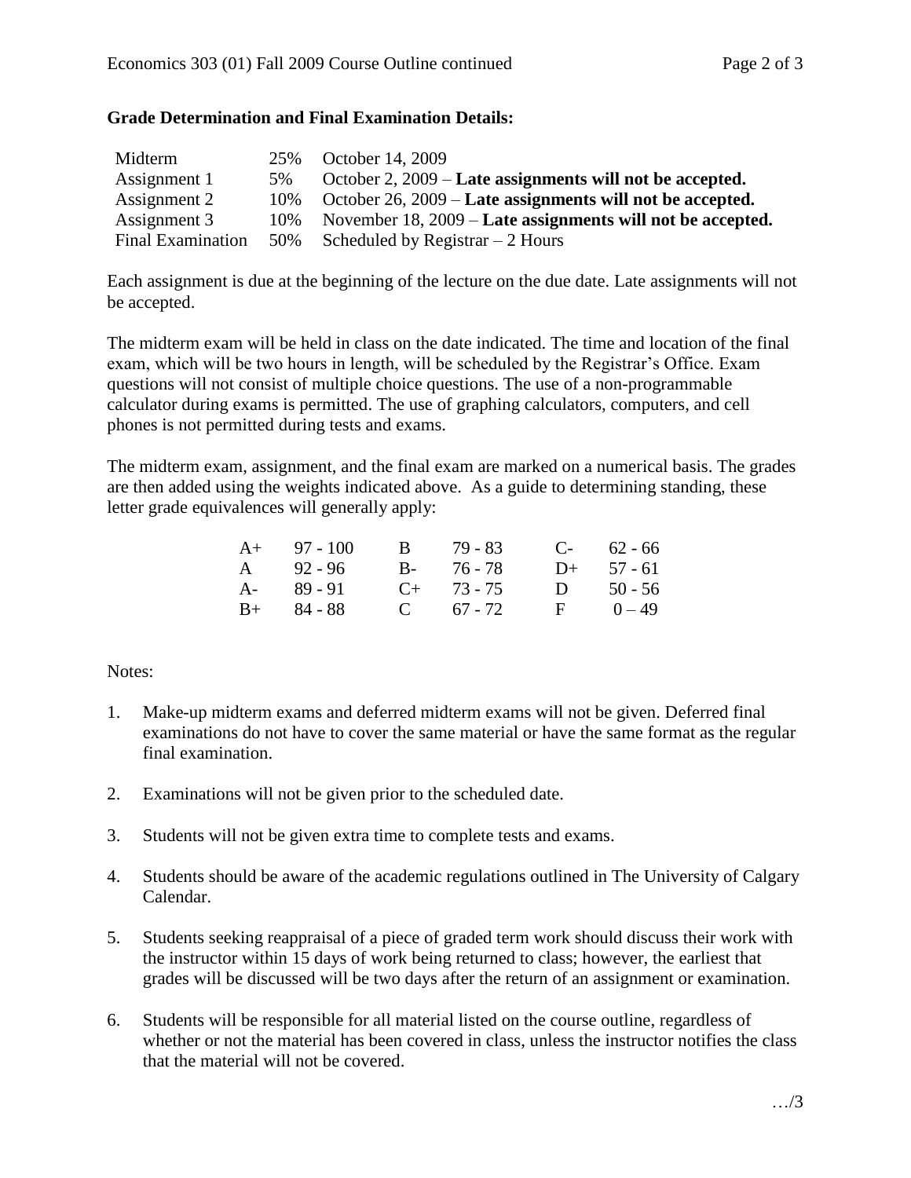**Grade Determination and Final Examination Details:**

| | | |
|---|---|---|
| Midterm | 25% | October 14, 2009 |
| Assignment 1 | 5% | October 2, 2009 – **Late assignments will not be accepted.** |
| Assignment 2 | 10% | October 26, 2009 – **Late assignments will not be accepted.** |
| Assignment 3 | 10% | November 18, 2009 – **Late assignments will not be accepted.** |
| Final Examination | 50% | Scheduled by Registrar – 2 Hours |

Each assignment is due at the beginning of the lecture on the due date. Late assignments will not be accepted.

The midterm exam will be held in class on the date indicated. The time and location of the final exam, which will be two hours in length, will be scheduled by the Registrar's Office. Exam questions will not consist of multiple choice questions. The use of a non-programmable calculator during exams is permitted. The use of graphing calculators, computers, and cell phones is not permitted during tests and exams.

The midterm exam, assignment, and the final exam are marked on a numerical basis. The grades are then added using the weights indicated above. As a guide to determining standing, these letter grade equivalences will generally apply:

| | | | | | |
|---|---|---|---|---|---|
| A+ | 97 - 100 | B | 79 - 83 | C- | 62 - 66 |
| A | 92 - 96 | B- | 76 - 78 | D+ | 57 - 61 |
| A- | 89 - 91 | C+ | 73 - 75 | D | 50 - 56 |
| B+ | 84 - 88 | C | 67 - 72 | F | 0 – 49 |

Notes:

1. Make-up midterm exams and deferred midterm exams will not be given. Deferred final examinations do not have to cover the same material or have the same format as the regular final examination.
2. Examinations will not be given prior to the scheduled date.
3. Students will not be given extra time to complete tests and exams.
4. Students should be aware of the academic regulations outlined in The University of Calgary Calendar.
5. Students seeking reappraisal of a piece of graded term work should discuss their work with the instructor within 15 days of work being returned to class; however, the earliest that grades will be discussed will be two days after the return of an assignment or examination.
6. Students will be responsible for all material listed on the course outline, regardless of whether or not the material has been covered in class, unless the instructor notifies the class that the material will not be covered.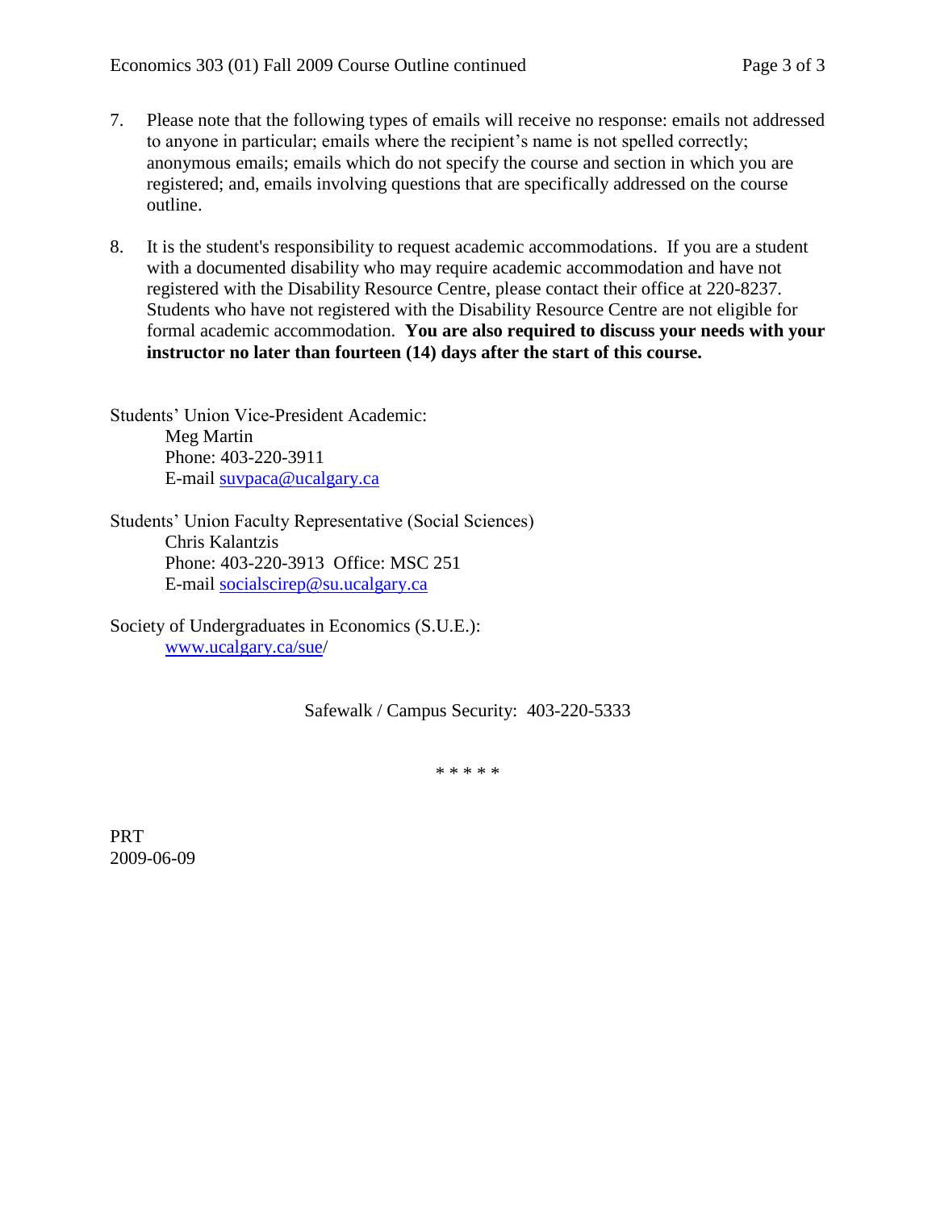7. Please note that the following types of emails will receive no response: emails not addressed to anyone in particular; emails where the recipient's name is not spelled correctly; anonymous emails; emails which do not specify the course and section in which you are registered; and, emails involving questions that are specifically addressed on the course outline.

8. It is the student's responsibility to request academic accommodations. If you are a student with a documented disability who may require academic accommodation and have not registered with the Disability Resource Centre, please contact their office at 220-8237. Students who have not registered with the Disability Resource Centre are not eligible for formal academic accommodation. **You are also required to discuss your needs with your instructor no later than fourteen (14) days after the start of this course.**

Students' Union Vice-President Academic:
Meg Martin
Phone: 403-220-3911
E-mail suvpaca@ucalgary.ca

Students' Union Faculty Representative (Social Sciences)
Chris Kalantzis
Phone: 403-220-3913 Office: MSC 251
E-mail socialscirep@su.ucalgary.ca

Society of Undergraduates in Economics (S.U.E.):
www.ucalgary.ca/sue/

Safewalk / Campus Security: 403-220-5333

\* \* \* \* \*

PRT
2009-06-09